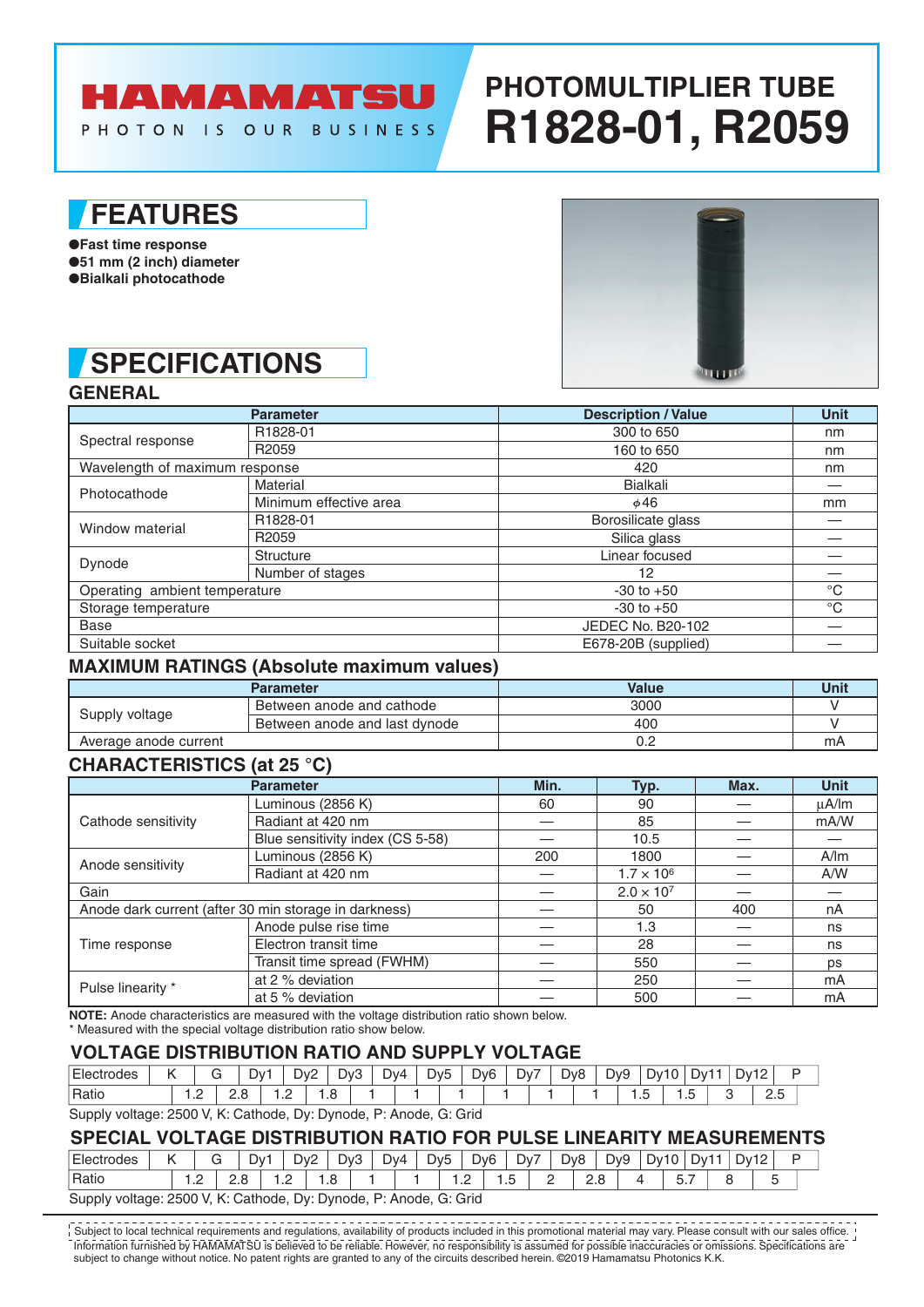# HAMAMATSU

PHOTON IS OUR BUSINESS

# PHOTOMULTIPLIER TUBE R1828-01, R2059

## FEATURES

- ●Fast time response
- ●51 mm (2 inch) diameter
- ●Bialkali photocathode

## SPECIFICATIONS

### GENERAL

| Parameter | | Description / Value | Unit |
|---|---|---|---|
| Spectral response | R1828-01 | 300 to 650 | nm |
| | R2059 | 160 to 650 | nm |
| Wavelength of maximum response | | 420 | nm |
| Photocathode | Material | Bialkali | — |
| | Minimum effective area | $\phi$46 | mm |
| Window material | R1828-01 | Borosilicate glass | — |
| | R2059 | Silica glass | — |
| Dynode | Structure | Linear focused | — |
| | Number of stages | 12 | — |
| Operating ambient temperature | | -30 to +50 | °C |
| Storage temperature | | -30 to +50 | °C |
| Base | | JEDEC No. B20-102 | — |
| Suitable socket | | E678-20B (supplied) | — |

### MAXIMUM RATINGS (Absolute maximum values)

| Parameter | | Value | Unit |
|---|---|---|---|
| Supply voltage | Between anode and cathode | 3000 | V |
| | Between anode and last dynode | 400 | V |
| Average anode current | | 0.2 | mA |

### CHARACTERISTICS (at 25 °C)

| Parameter | | Min. | Typ. | Max. | Unit |
|---|---|---|---|---|---|
| Cathode sensitivity | Luminous (2856 K) | 60 | 90 | — | µA/lm |
| | Radiant at 420 nm | — | 85 | — | mA/W |
| | Blue sensitivity index (CS 5-58) | — | 10.5 | — | — |
| Anode sensitivity | Luminous (2856 K) | 200 | 1800 | — | A/lm |
| | Radiant at 420 nm | — | $1.7 \times 10^6$ | — | A/W |
| Gain | | — | $2.0 \times 10^7$ | — | — |
| Anode dark current (after 30 min storage in darkness) | | — | 50 | 400 | nA |
| Time response | Anode pulse rise time | — | 1.3 | — | ns |
| | Electron transit time | — | 28 | — | ns |
| | Transit time spread (FWHM) | — | 550 | — | ps |
| Pulse linearity * | at 2 % deviation | — | 250 | — | mA |
| | at 5 % deviation | — | 500 | — | mA |

**NOTE:** Anode characteristics are measured with the voltage distribution ratio shown below.
* Measured with the special voltage distribution ratio show below.

### VOLTAGE DISTRIBUTION RATIO AND SUPPLY VOLTAGE

| Electrodes | K–G | G–Dy1 | Dy1–Dy2 | Dy2–Dy3 | Dy3–Dy4 | Dy4–Dy5 | Dy5–Dy6 | Dy6–Dy7 | Dy7–Dy8 | Dy8–Dy9 | Dy9–Dy10 | Dy10–Dy11 | Dy11–Dy12 | Dy12–P |
|---|---|---|---|---|---|---|---|---|---|---|---|---|---|---|
| Ratio | 1.2 | 2.8 | 1.2 | 1.8 | 1 | 1 | 1 | 1 | 1 | 1 | 1.5 | 1.5 | 3 | 2.5 |

Supply voltage: 2500 V, K: Cathode, Dy: Dynode, P: Anode, G: Grid

### SPECIAL VOLTAGE DISTRIBUTION RATIO FOR PULSE LINEARITY MEASUREMENTS

| Electrodes | K–G | G–Dy1 | Dy1–Dy2 | Dy2–Dy3 | Dy3–Dy4 | Dy4–Dy5 | Dy5–Dy6 | Dy6–Dy7 | Dy7–Dy8 | Dy8–Dy9 | Dy9–Dy10 | Dy10–Dy11 | Dy11–Dy12 | Dy12–P |
|---|---|---|---|---|---|---|---|---|---|---|---|---|---|---|
| Ratio | 1.2 | 2.8 | 1.2 | 1.8 | 1 | 1 | 1.2 | 1.5 | 2 | 2.8 | 4 | 5.7 | 8 | 5 |

Supply voltage: 2500 V, K: Cathode, Dy: Dynode, P: Anode, G: Grid

Subject to local technical requirements and regulations, availability of products included in this promotional material may vary. Please consult with our sales office.
Information furnished by HAMAMATSU is believed to be reliable. However, no responsibility is assumed for possible inaccuracies or omissions. Specifications are subject to change without notice. No patent rights are granted to any of the circuits described herein. ©2019 Hamamatsu Photonics K.K.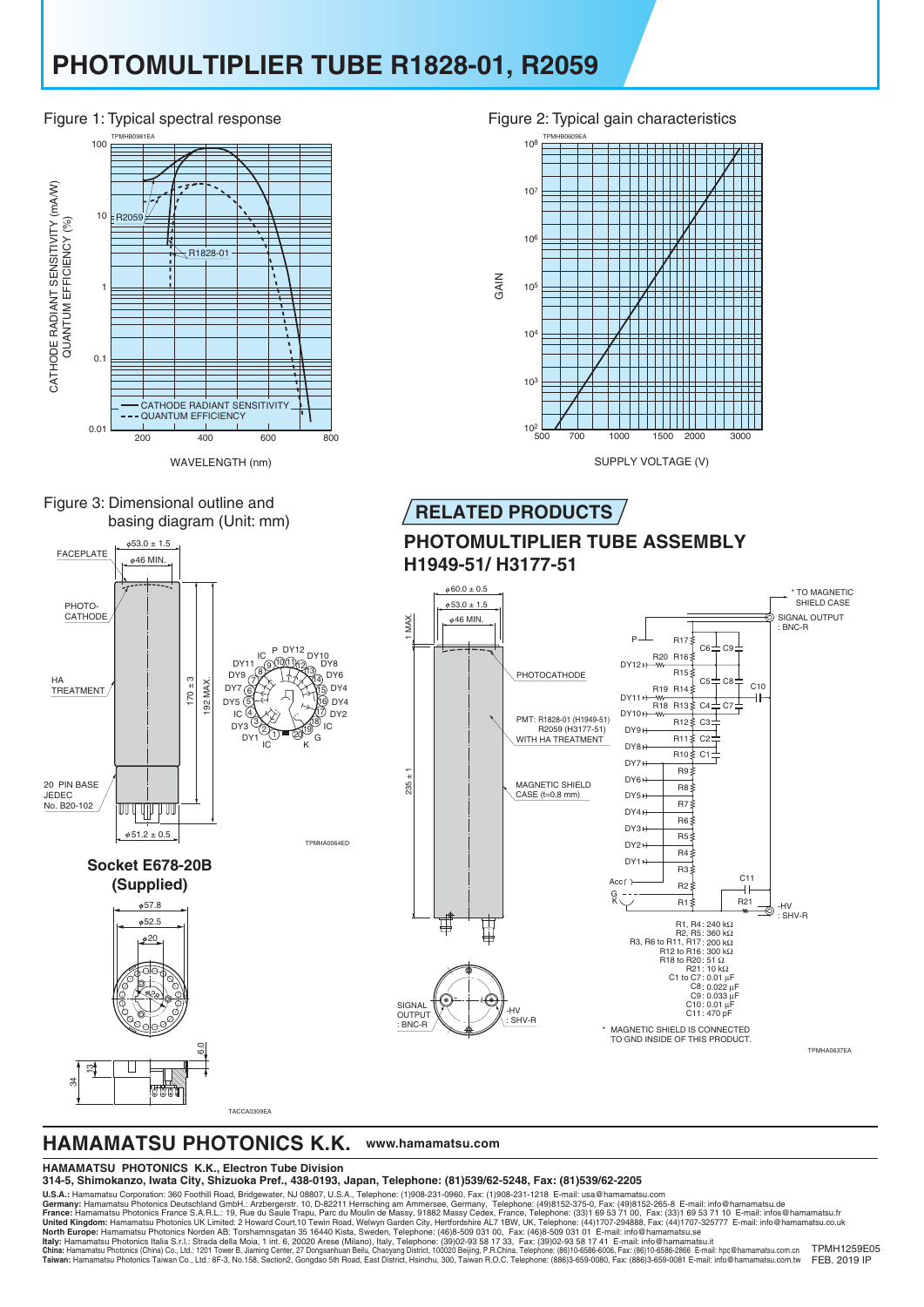# PHOTOMULTIPLIER TUBE R1828-01, R2059

Figure 1: Typical spectral response

TPMHB0981EA

CATHODE RADIANT SENSITIVITY (mA/W)
QUANTUM EFFICIENCY (%)

100
10
1
0.1
0.01

R2059
R1828-01

CATHODE RADIANT SENSITIVITY
QUANTUM EFFICIENCY

200 400 600 800

WAVELENGTH (nm)

Figure 2: Typical gain characteristics

TPMHB0609EA

GAIN

$10^8$
$10^7$
$10^6$
$10^5$
$10^4$
$10^3$
$10^2$

500 700 1000 1500 2000 3000

SUPPLY VOLTAGE (V)

Figure 3: Dimensional outline and basing diagram (Unit: mm)

FACEPLATE
φ53.0 ± 1.5
φ46 MIN.
PHOTO-CATHODE
HA TREATMENT
170 ± 3
192 MAX.
20 PIN BASE JEDEC No. B20-102
φ51.2 ± 0.5

IC, P, DY12, DY10, DY11, DY8, DY9, DY6, DY7, DY4, DY5, DY4, IC, DY2, DY3, IC, DY1, IC, K, G

TPMHA0064ED

**Socket E678-20B (Supplied)**

φ57.8
φ52.5
φ20
6.0
13
34

TACCA0309EA

## RELATED PRODUCTS

### PHOTOMULTIPLIER TUBE ASSEMBLY H1949-51/ H3177-51

φ60.0 ± 0.5
φ53.0 ± 1.5
φ46 MIN.
1 MAX.
235 ± 1

PHOTOCATHODE

PMT: R1828-01 (H1949-51)
R2059 (H3177-51)
WITH HA TREATMENT

MAGNETIC SHIELD CASE (t=0.8 mm)

SIGNAL OUTPUT : BNC-R
-HV : SHV-R

* TO MAGNETIC SHIELD CASE
SIGNAL OUTPUT : BNC-R

-HV : SHV-R

R1, R4 : 240 kΩ
R2, R5 : 360 kΩ
R3, R6 to R11, R17 : 200 kΩ
R12 to R16 : 300 kΩ
R18 to R20 : 51 Ω
R21 : 10 kΩ
C1 to C7 : 0.01 μF
C8 : 0.022 μF
C9 : 0.033 μF
C10 : 0.01 μF
C11 : 470 pF

\* MAGNETIC SHIELD IS CONNECTED TO GND INSIDE OF THIS PRODUCT.

TPMHA0637EA

## HAMAMATSU PHOTONICS K.K. www.hamamatsu.com

**HAMAMATSU PHOTONICS K.K., Electron Tube Division**
**314-5, Shimokanzo, Iwata City, Shizuoka Pref., 438-0193, Japan, Telephone: (81)539/62-5248, Fax: (81)539/62-2205**

**U.S.A.:** Hamamatsu Corporation: 360 Foothill Road, Bridgewater, NJ 08807, U.S.A., Telephone: (1)908-231-0960, Fax: (1)908-231-1218 E-mail: usa@hamamatsu.com
**Germany:** Hamamatsu Photonics Deutschland GmbH.: Arzbergerstr. 10, D-82211 Herrsching am Ammersee, Germany, Telephone: (49)8152-375-0, Fax: (49)8152-265-8 E-mail: info@hamamatsu.de
**France:** Hamamatsu Photonics France S.A.R.L.: 19, Rue du Saule Trapu, Parc du Moulin de Massy, 91882 Massy Cedex, France, Telephone: (33)1 69 53 71 00, Fax: (33)1 69 53 71 10 E-mail: infos@hamamatsu.fr
**United Kingdom:** Hamamatsu Photonics UK Limited: 2 Howard Court,10 Tewin Road, Welwyn Garden City, Hertfordshire AL7 1BW, UK, Telephone: (44)1707-294888, Fax: (44)1707-325777 E-mail: info@hamamatsu.co.uk
**North Europe:** Hamamatsu Photonics Norden AB: Torshamnsgatan 35 16440 Kista, Sweden, Telephone: (46)8-509 031 00, Fax: (46)8-509 031 01 E-mail: info@hamamatsu.se
**Italy:** Hamamatsu Photonics Italia S.r.l.: Strada della Moia, 1 int. 6, 20020 Arese (Milano), Italy, Telephone: (39)02-93 58 17 33, Fax: (39)02-93 58 17 41 E-mail: info@hamamatsu.it
**China:** Hamamatsu Photonics (China) Co., Ltd.: 1201 Tower B, Jiaming Center, 27 Dongsanhuan Beilu, Chaoyang District, 100020 Beijing, P.R.China, Telephone: (86)10-6586-6006, Fax: (86)10-6586-2866 E-mail: hpc@hamamatsu.com.cn
**Taiwan:** Hamamatsu Photonics Taiwan Co., Ltd.: 8F-3, No.158, Section2, Gongdao 5th Road, East District, Hsinchu, 300, Taiwan R.O.C. Telephone: (886)3-659-0080, Fax: (886)3-659-0081 E-mail: info@hamamatsu.com.tw

TPMH1259E05
FEB. 2019 IP